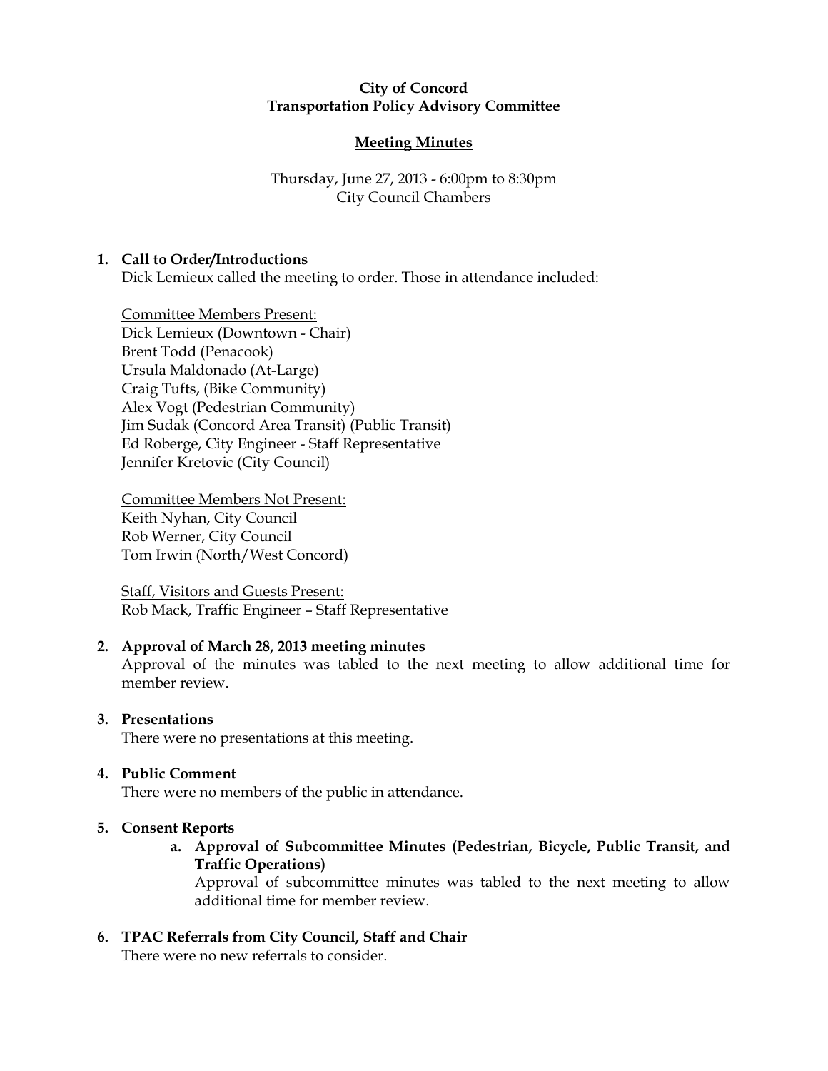**City of Concord**
**Transportation Policy Advisory Committee**

**Meeting Minutes**

Thursday, June 27, 2013 - 6:00pm to 8:30pm
City Council Chambers

## 1. Call to Order/Introductions

Dick Lemieux called the meeting to order. Those in attendance included:

Committee Members Present:
Dick Lemieux (Downtown - Chair)
Brent Todd (Penacook)
Ursula Maldonado (At-Large)
Craig Tufts, (Bike Community)
Alex Vogt (Pedestrian Community)
Jim Sudak (Concord Area Transit) (Public Transit)
Ed Roberge, City Engineer - Staff Representative
Jennifer Kretovic (City Council)

Committee Members Not Present:
Keith Nyhan, City Council
Rob Werner, City Council
Tom Irwin (North/West Concord)

Staff, Visitors and Guests Present:
Rob Mack, Traffic Engineer – Staff Representative

## 2. Approval of March 28, 2013 meeting minutes

Approval of the minutes was tabled to the next meeting to allow additional time for member review.

## 3. Presentations

There were no presentations at this meeting.

## 4. Public Comment

There were no members of the public in attendance.

## 5. Consent Reports

**a. Approval of Subcommittee Minutes (Pedestrian, Bicycle, Public Transit, and Traffic Operations)**

Approval of subcommittee minutes was tabled to the next meeting to allow additional time for member review.

## 6. TPAC Referrals from City Council, Staff and Chair

There were no new referrals to consider.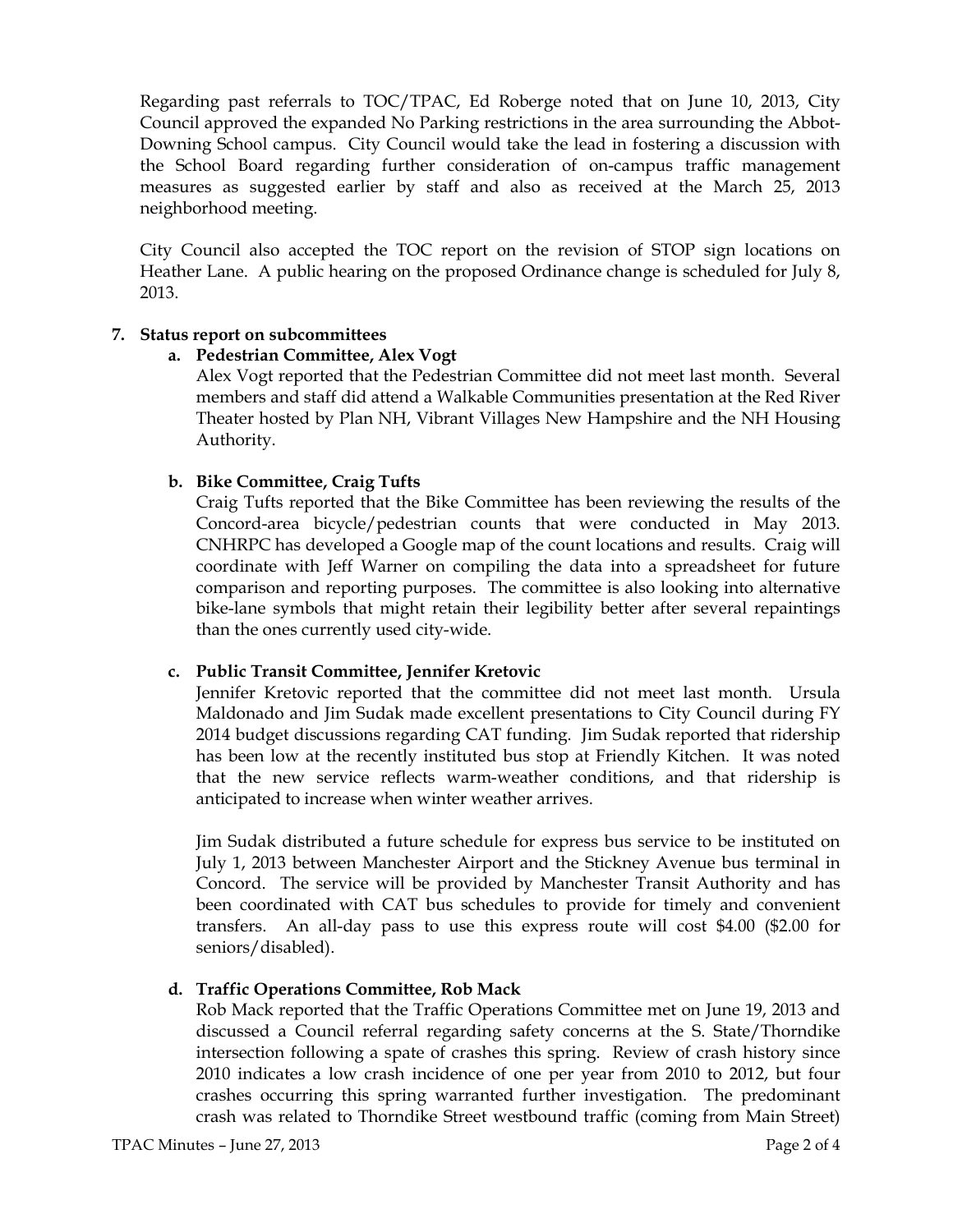Regarding past referrals to TOC/TPAC, Ed Roberge noted that on June 10, 2013, City Council approved the expanded No Parking restrictions in the area surrounding the Abbot-Downing School campus. City Council would take the lead in fostering a discussion with the School Board regarding further consideration of on-campus traffic management measures as suggested earlier by staff and also as received at the March 25, 2013 neighborhood meeting.

City Council also accepted the TOC report on the revision of STOP sign locations on Heather Lane. A public hearing on the proposed Ordinance change is scheduled for July 8, 2013.

**7. Status report on subcommittees**

**a. Pedestrian Committee, Alex Vogt**

Alex Vogt reported that the Pedestrian Committee did not meet last month. Several members and staff did attend a Walkable Communities presentation at the Red River Theater hosted by Plan NH, Vibrant Villages New Hampshire and the NH Housing Authority.

**b. Bike Committee, Craig Tufts**

Craig Tufts reported that the Bike Committee has been reviewing the results of the Concord-area bicycle/pedestrian counts that were conducted in May 2013. CNHRPC has developed a Google map of the count locations and results. Craig will coordinate with Jeff Warner on compiling the data into a spreadsheet for future comparison and reporting purposes. The committee is also looking into alternative bike-lane symbols that might retain their legibility better after several repaintings than the ones currently used city-wide.

**c. Public Transit Committee, Jennifer Kretovic**

Jennifer Kretovic reported that the committee did not meet last month. Ursula Maldonado and Jim Sudak made excellent presentations to City Council during FY 2014 budget discussions regarding CAT funding. Jim Sudak reported that ridership has been low at the recently instituted bus stop at Friendly Kitchen. It was noted that the new service reflects warm-weather conditions, and that ridership is anticipated to increase when winter weather arrives.

Jim Sudak distributed a future schedule for express bus service to be instituted on July 1, 2013 between Manchester Airport and the Stickney Avenue bus terminal in Concord. The service will be provided by Manchester Transit Authority and has been coordinated with CAT bus schedules to provide for timely and convenient transfers. An all-day pass to use this express route will cost $4.00 ($2.00 for seniors/disabled).

**d. Traffic Operations Committee, Rob Mack**

Rob Mack reported that the Traffic Operations Committee met on June 19, 2013 and discussed a Council referral regarding safety concerns at the S. State/Thorndike intersection following a spate of crashes this spring. Review of crash history since 2010 indicates a low crash incidence of one per year from 2010 to 2012, but four crashes occurring this spring warranted further investigation. The predominant crash was related to Thorndike Street westbound traffic (coming from Main Street)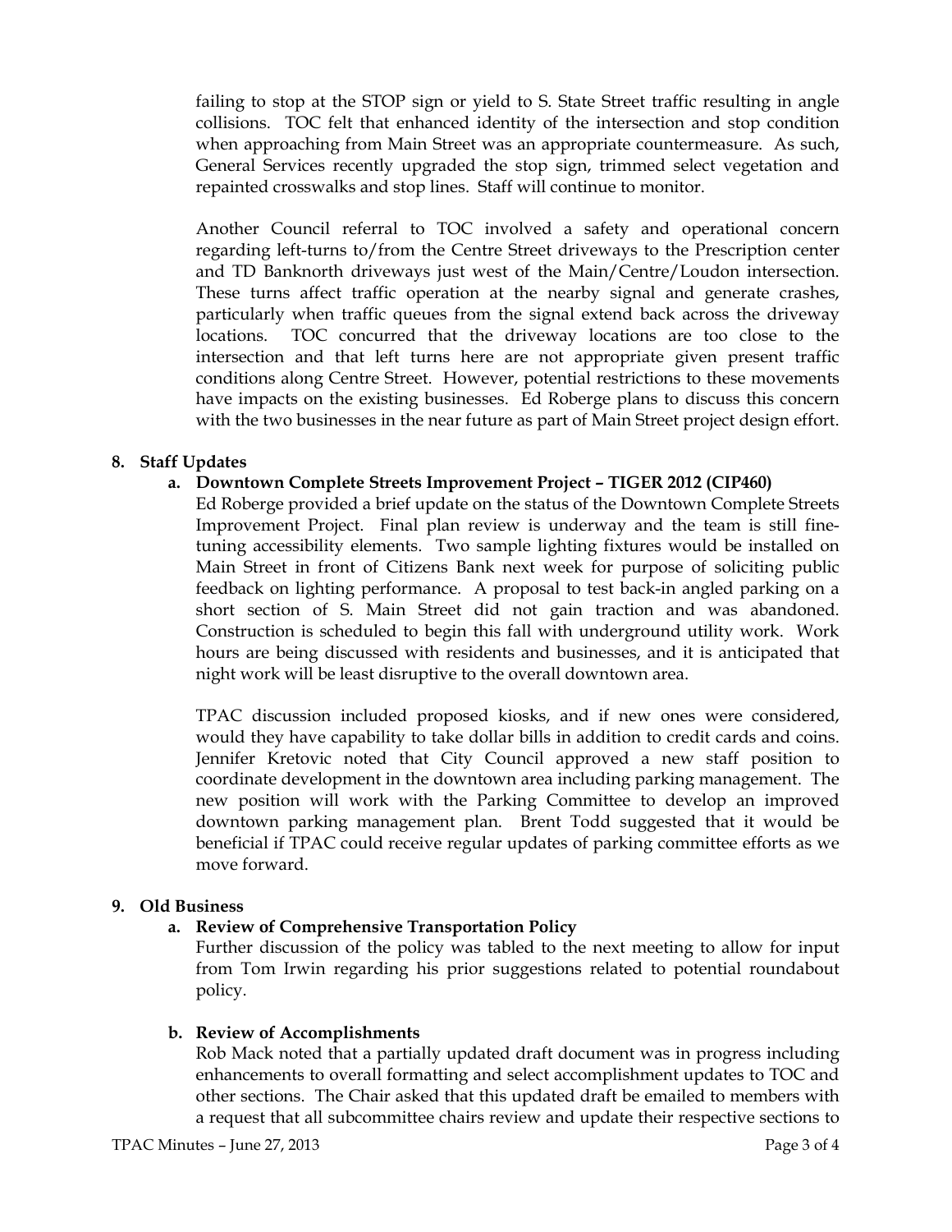failing to stop at the STOP sign or yield to S. State Street traffic resulting in angle collisions. TOC felt that enhanced identity of the intersection and stop condition when approaching from Main Street was an appropriate countermeasure. As such, General Services recently upgraded the stop sign, trimmed select vegetation and repainted crosswalks and stop lines. Staff will continue to monitor.

Another Council referral to TOC involved a safety and operational concern regarding left-turns to/from the Centre Street driveways to the Prescription center and TD Banknorth driveways just west of the Main/Centre/Loudon intersection. These turns affect traffic operation at the nearby signal and generate crashes, particularly when traffic queues from the signal extend back across the driveway locations. TOC concurred that the driveway locations are too close to the intersection and that left turns here are not appropriate given present traffic conditions along Centre Street. However, potential restrictions to these movements have impacts on the existing businesses. Ed Roberge plans to discuss this concern with the two businesses in the near future as part of Main Street project design effort.

**8. Staff Updates**

**a. Downtown Complete Streets Improvement Project – TIGER 2012 (CIP460)**

Ed Roberge provided a brief update on the status of the Downtown Complete Streets Improvement Project. Final plan review is underway and the team is still fine-tuning accessibility elements. Two sample lighting fixtures would be installed on Main Street in front of Citizens Bank next week for purpose of soliciting public feedback on lighting performance. A proposal to test back-in angled parking on a short section of S. Main Street did not gain traction and was abandoned. Construction is scheduled to begin this fall with underground utility work. Work hours are being discussed with residents and businesses, and it is anticipated that night work will be least disruptive to the overall downtown area.

TPAC discussion included proposed kiosks, and if new ones were considered, would they have capability to take dollar bills in addition to credit cards and coins. Jennifer Kretovic noted that City Council approved a new staff position to coordinate development in the downtown area including parking management. The new position will work with the Parking Committee to develop an improved downtown parking management plan. Brent Todd suggested that it would be beneficial if TPAC could receive regular updates of parking committee efforts as we move forward.

**9. Old Business**

**a. Review of Comprehensive Transportation Policy**

Further discussion of the policy was tabled to the next meeting to allow for input from Tom Irwin regarding his prior suggestions related to potential roundabout policy.

**b. Review of Accomplishments**

Rob Mack noted that a partially updated draft document was in progress including enhancements to overall formatting and select accomplishment updates to TOC and other sections. The Chair asked that this updated draft be emailed to members with a request that all subcommittee chairs review and update their respective sections to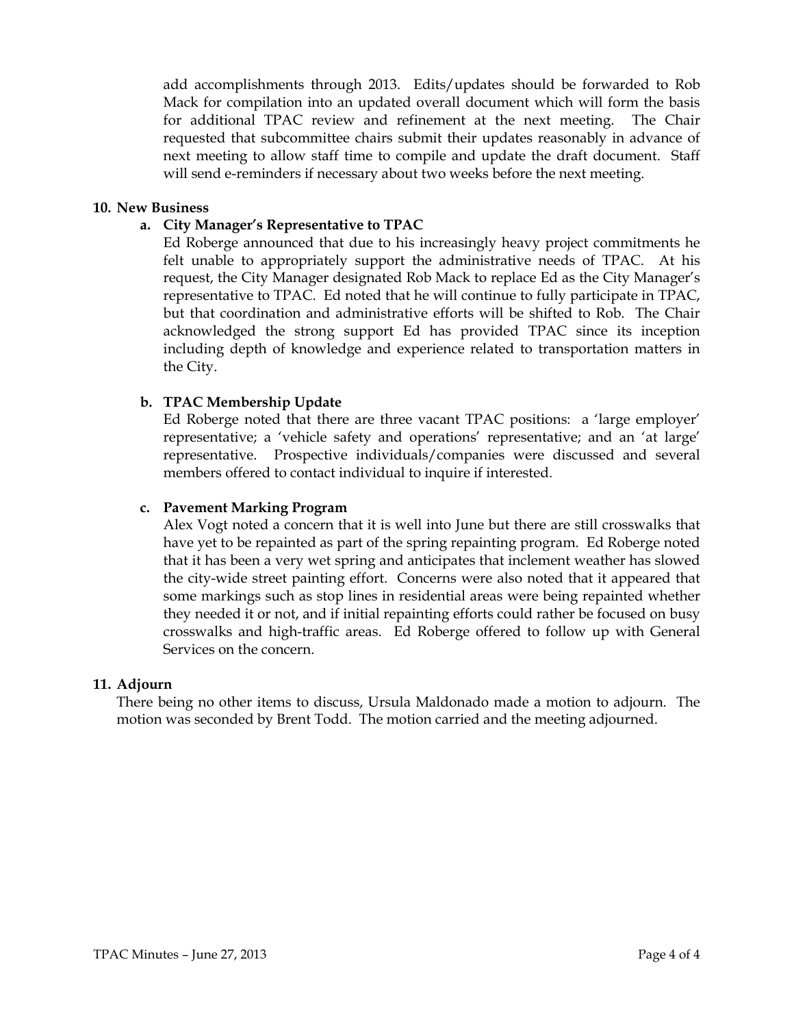add accomplishments through 2013. Edits/updates should be forwarded to Rob Mack for compilation into an updated overall document which will form the basis for additional TPAC review and refinement at the next meeting. The Chair requested that subcommittee chairs submit their updates reasonably in advance of next meeting to allow staff time to compile and update the draft document. Staff will send e-reminders if necessary about two weeks before the next meeting.

**10. New Business**

**a. City Manager's Representative to TPAC**

Ed Roberge announced that due to his increasingly heavy project commitments he felt unable to appropriately support the administrative needs of TPAC. At his request, the City Manager designated Rob Mack to replace Ed as the City Manager's representative to TPAC. Ed noted that he will continue to fully participate in TPAC, but that coordination and administrative efforts will be shifted to Rob. The Chair acknowledged the strong support Ed has provided TPAC since its inception including depth of knowledge and experience related to transportation matters in the City.

**b. TPAC Membership Update**

Ed Roberge noted that there are three vacant TPAC positions: a 'large employer' representative; a 'vehicle safety and operations' representative; and an 'at large' representative. Prospective individuals/companies were discussed and several members offered to contact individual to inquire if interested.

**c. Pavement Marking Program**

Alex Vogt noted a concern that it is well into June but there are still crosswalks that have yet to be repainted as part of the spring repainting program. Ed Roberge noted that it has been a very wet spring and anticipates that inclement weather has slowed the city-wide street painting effort. Concerns were also noted that it appeared that some markings such as stop lines in residential areas were being repainted whether they needed it or not, and if initial repainting efforts could rather be focused on busy crosswalks and high-traffic areas. Ed Roberge offered to follow up with General Services on the concern.

**11. Adjourn**

There being no other items to discuss, Ursula Maldonado made a motion to adjourn. The motion was seconded by Brent Todd. The motion carried and the meeting adjourned.